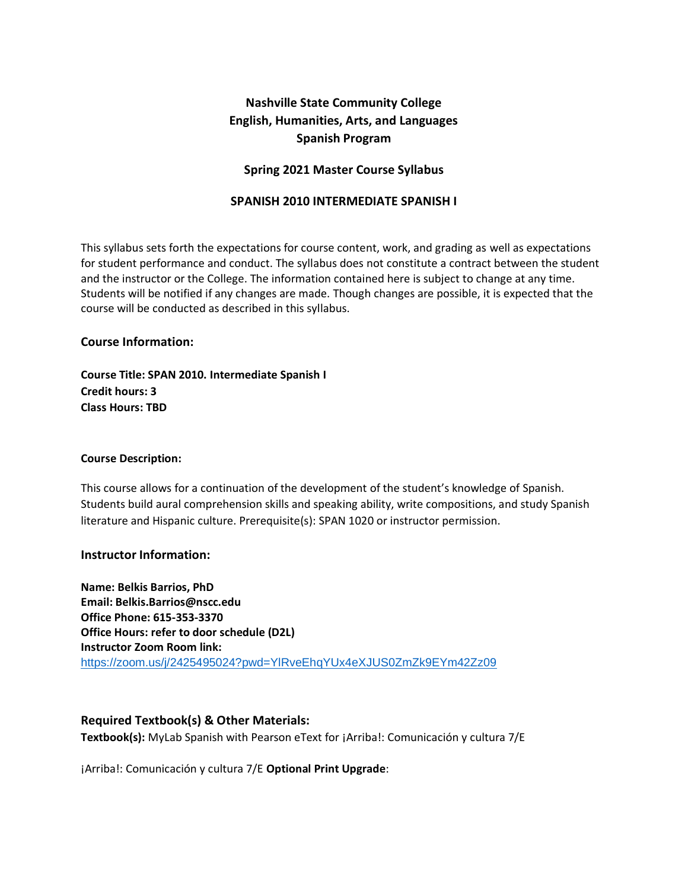# Nashville State Community College
## English, Humanities, Arts, and Languages
## Spanish Program

**Spring 2021 Master Course Syllabus**

**SPANISH 2010 INTERMEDIATE SPANISH I**

This syllabus sets forth the expectations for course content, work, and grading as well as expectations for student performance and conduct. The syllabus does not constitute a contract between the student and the instructor or the College. The information contained here is subject to change at any time. Students will be notified if any changes are made. Though changes are possible, it is expected that the course will be conducted as described in this syllabus.

### Course Information:

**Course Title: SPAN 2010. Intermediate Spanish I**
**Credit hours: 3**
**Class Hours: TBD**

**Course Description:**

This course allows for a continuation of the development of the student's knowledge of Spanish. Students build aural comprehension skills and speaking ability, write compositions, and study Spanish literature and Hispanic culture. Prerequisite(s): SPAN 1020 or instructor permission.

### Instructor Information:

**Name: Belkis Barrios, PhD**
**Email: Belkis.Barrios@nscc.edu**
**Office Phone: 615-353-3370**
**Office Hours: refer to door schedule (D2L)**
**Instructor Zoom Room link:**
https://zoom.us/j/2425495024?pwd=YlRveEhqYUx4eXJUS0ZmZk9EYm42Zz09

### Required Textbook(s) & Other Materials:

**Textbook(s):** MyLab Spanish with Pearson eText for ¡Arriba!: Comunicación y cultura 7/E

¡Arriba!: Comunicación y cultura 7/E **Optional Print Upgrade**: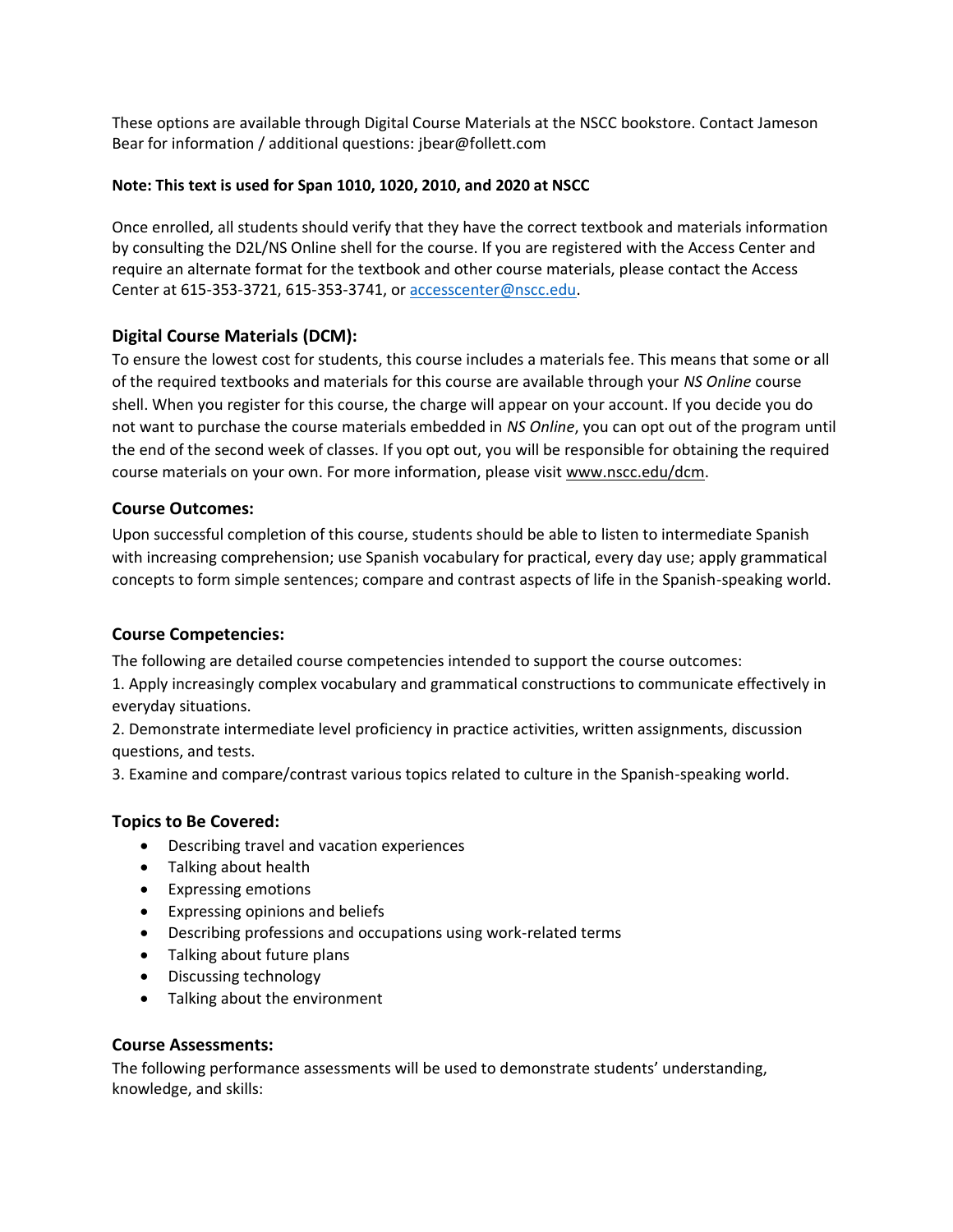These options are available through Digital Course Materials at the NSCC bookstore. Contact Jameson Bear for information / additional questions: jbear@follett.com

**Note: This text is used for Span 1010, 1020, 2010, and 2020 at NSCC**

Once enrolled, all students should verify that they have the correct textbook and materials information by consulting the D2L/NS Online shell for the course. If you are registered with the Access Center and require an alternate format for the textbook and other course materials, please contact the Access Center at 615-353-3721, 615-353-3741, or accesscenter@nscc.edu.

### Digital Course Materials (DCM):

To ensure the lowest cost for students, this course includes a materials fee. This means that some or all of the required textbooks and materials for this course are available through your *NS Online* course shell. When you register for this course, the charge will appear on your account. If you decide you do not want to purchase the course materials embedded in *NS Online*, you can opt out of the program until the end of the second week of classes. If you opt out, you will be responsible for obtaining the required course materials on your own. For more information, please visit www.nscc.edu/dcm.

### Course Outcomes:

Upon successful completion of this course, students should be able to listen to intermediate Spanish with increasing comprehension; use Spanish vocabulary for practical, every day use; apply grammatical concepts to form simple sentences; compare and contrast aspects of life in the Spanish-speaking world.

### Course Competencies:

The following are detailed course competencies intended to support the course outcomes:

1. Apply increasingly complex vocabulary and grammatical constructions to communicate effectively in everyday situations.
2. Demonstrate intermediate level proficiency in practice activities, written assignments, discussion questions, and tests.
3. Examine and compare/contrast various topics related to culture in the Spanish-speaking world.

### Topics to Be Covered:

- Describing travel and vacation experiences
- Talking about health
- Expressing emotions
- Expressing opinions and beliefs
- Describing professions and occupations using work-related terms
- Talking about future plans
- Discussing technology
- Talking about the environment

### Course Assessments:

The following performance assessments will be used to demonstrate students' understanding, knowledge, and skills: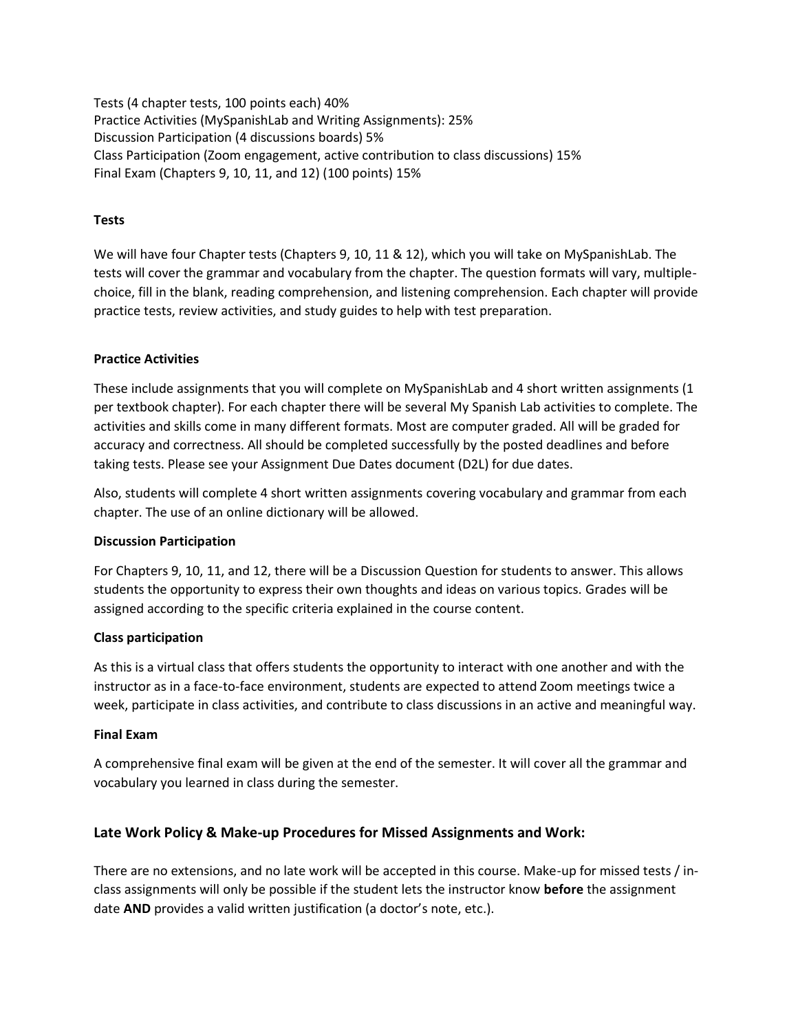Tests (4 chapter tests, 100 points each) 40%
Practice Activities (MySpanishLab and Writing Assignments): 25%
Discussion Participation (4 discussions boards) 5%
Class Participation (Zoom engagement, active contribution to class discussions) 15%
Final Exam (Chapters 9, 10, 11, and 12) (100 points) 15%

**Tests**

We will have four Chapter tests (Chapters 9, 10, 11 & 12), which you will take on MySpanishLab. The tests will cover the grammar and vocabulary from the chapter. The question formats will vary, multiple-choice, fill in the blank, reading comprehension, and listening comprehension. Each chapter will provide practice tests, review activities, and study guides to help with test preparation.

**Practice Activities**

These include assignments that you will complete on MySpanishLab and 4 short written assignments (1 per textbook chapter). For each chapter there will be several My Spanish Lab activities to complete. The activities and skills come in many different formats. Most are computer graded. All will be graded for accuracy and correctness. All should be completed successfully by the posted deadlines and before taking tests. Please see your Assignment Due Dates document (D2L) for due dates.

Also, students will complete 4 short written assignments covering vocabulary and grammar from each chapter. The use of an online dictionary will be allowed.

**Discussion Participation**

For Chapters 9, 10, 11, and 12, there will be a Discussion Question for students to answer. This allows students the opportunity to express their own thoughts and ideas on various topics. Grades will be assigned according to the specific criteria explained in the course content.

**Class participation**

As this is a virtual class that offers students the opportunity to interact with one another and with the instructor as in a face-to-face environment, students are expected to attend Zoom meetings twice a week, participate in class activities, and contribute to class discussions in an active and meaningful way.

**Final Exam**

A comprehensive final exam will be given at the end of the semester. It will cover all the grammar and vocabulary you learned in class during the semester.

## Late Work Policy & Make-up Procedures for Missed Assignments and Work:

There are no extensions, and no late work will be accepted in this course. Make-up for missed tests / in-class assignments will only be possible if the student lets the instructor know **before** the assignment date **AND** provides a valid written justification (a doctor's note, etc.).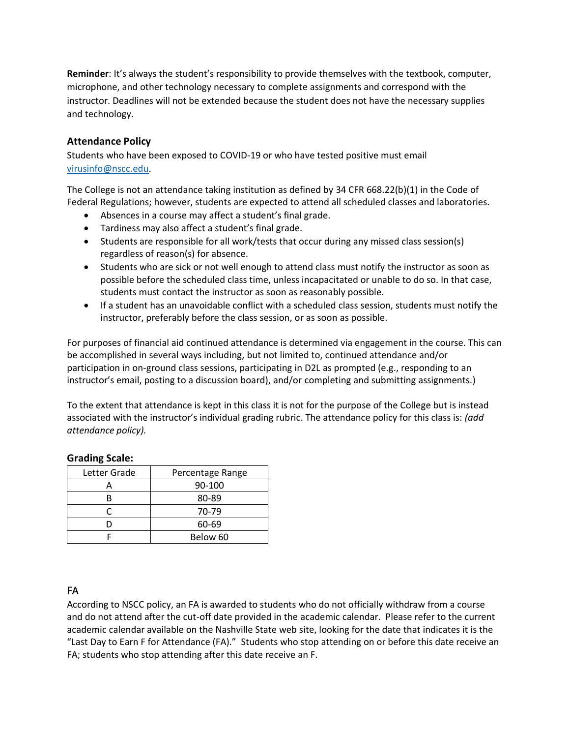**Reminder**: It's always the student's responsibility to provide themselves with the textbook, computer, microphone, and other technology necessary to complete assignments and correspond with the instructor. Deadlines will not be extended because the student does not have the necessary supplies and technology.

### Attendance Policy

Students who have been exposed to COVID-19 or who have tested positive must email virusinfo@nscc.edu.

The College is not an attendance taking institution as defined by 34 CFR 668.22(b)(1) in the Code of Federal Regulations; however, students are expected to attend all scheduled classes and laboratories.

- Absences in a course may affect a student's final grade.
- Tardiness may also affect a student's final grade.
- Students are responsible for all work/tests that occur during any missed class session(s) regardless of reason(s) for absence.
- Students who are sick or not well enough to attend class must notify the instructor as soon as possible before the scheduled class time, unless incapacitated or unable to do so. In that case, students must contact the instructor as soon as reasonably possible.
- If a student has an unavoidable conflict with a scheduled class session, students must notify the instructor, preferably before the class session, or as soon as possible.

For purposes of financial aid continued attendance is determined via engagement in the course. This can be accomplished in several ways including, but not limited to, continued attendance and/or participation in on-ground class sessions, participating in D2L as prompted (e.g., responding to an instructor's email, posting to a discussion board), and/or completing and submitting assignments.)

To the extent that attendance is kept in this class it is not for the purpose of the College but is instead associated with the instructor's individual grading rubric. The attendance policy for this class is: *(add attendance policy).*

**Grading Scale:**

| Letter Grade | Percentage Range |
| --- | --- |
| A | 90-100 |
| B | 80-89 |
| C | 70-79 |
| D | 60-69 |
| F | Below 60 |

### FA

According to NSCC policy, an FA is awarded to students who do not officially withdraw from a course and do not attend after the cut-off date provided in the academic calendar. Please refer to the current academic calendar available on the Nashville State web site, looking for the date that indicates it is the "Last Day to Earn F for Attendance (FA)." Students who stop attending on or before this date receive an FA; students who stop attending after this date receive an F.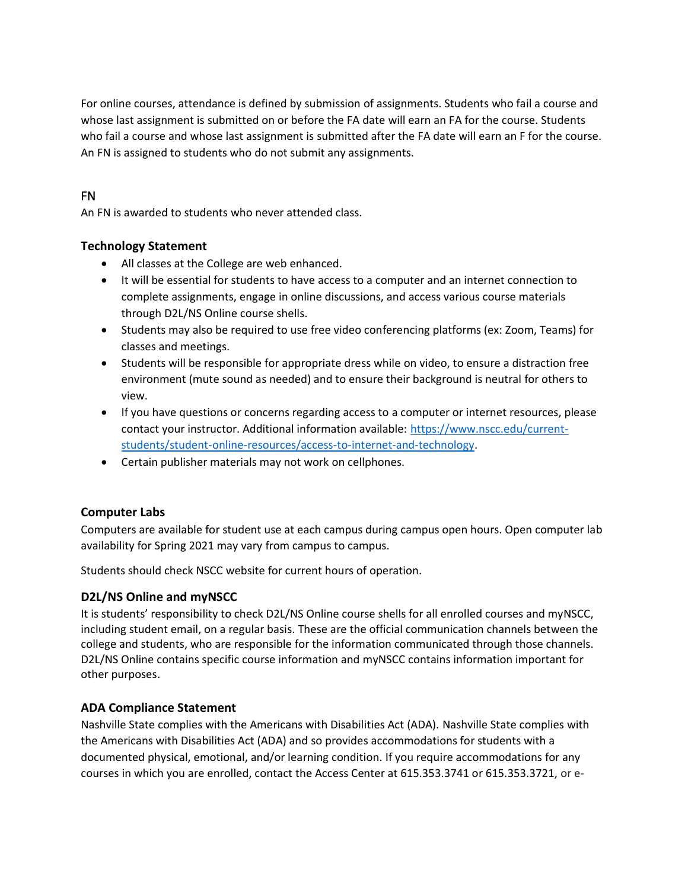For online courses, attendance is defined by submission of assignments. Students who fail a course and whose last assignment is submitted on or before the FA date will earn an FA for the course. Students who fail a course and whose last assignment is submitted after the FA date will earn an F for the course. An FN is assigned to students who do not submit any assignments.

FN

An FN is awarded to students who never attended class.

### Technology Statement

- All classes at the College are web enhanced.
- It will be essential for students to have access to a computer and an internet connection to complete assignments, engage in online discussions, and access various course materials through D2L/NS Online course shells.
- Students may also be required to use free video conferencing platforms (ex: Zoom, Teams) for classes and meetings.
- Students will be responsible for appropriate dress while on video, to ensure a distraction free environment (mute sound as needed) and to ensure their background is neutral for others to view.
- If you have questions or concerns regarding access to a computer or internet resources, please contact your instructor. Additional information available: [https://www.nscc.edu/current-students/student-online-resources/access-to-internet-and-technology](https://www.nscc.edu/current-students/student-online-resources/access-to-internet-and-technology).
- Certain publisher materials may not work on cellphones.

### Computer Labs

Computers are available for student use at each campus during campus open hours. Open computer lab availability for Spring 2021 may vary from campus to campus.

Students should check NSCC website for current hours of operation.

### D2L/NS Online and myNSCC

It is students' responsibility to check D2L/NS Online course shells for all enrolled courses and myNSCC, including student email, on a regular basis. These are the official communication channels between the college and students, who are responsible for the information communicated through those channels. D2L/NS Online contains specific course information and myNSCC contains information important for other purposes.

### ADA Compliance Statement

Nashville State complies with the Americans with Disabilities Act (ADA). Nashville State complies with the Americans with Disabilities Act (ADA) and so provides accommodations for students with a documented physical, emotional, and/or learning condition. If you require accommodations for any courses in which you are enrolled, contact the Access Center at 615.353.3741 or 615.353.3721, or e-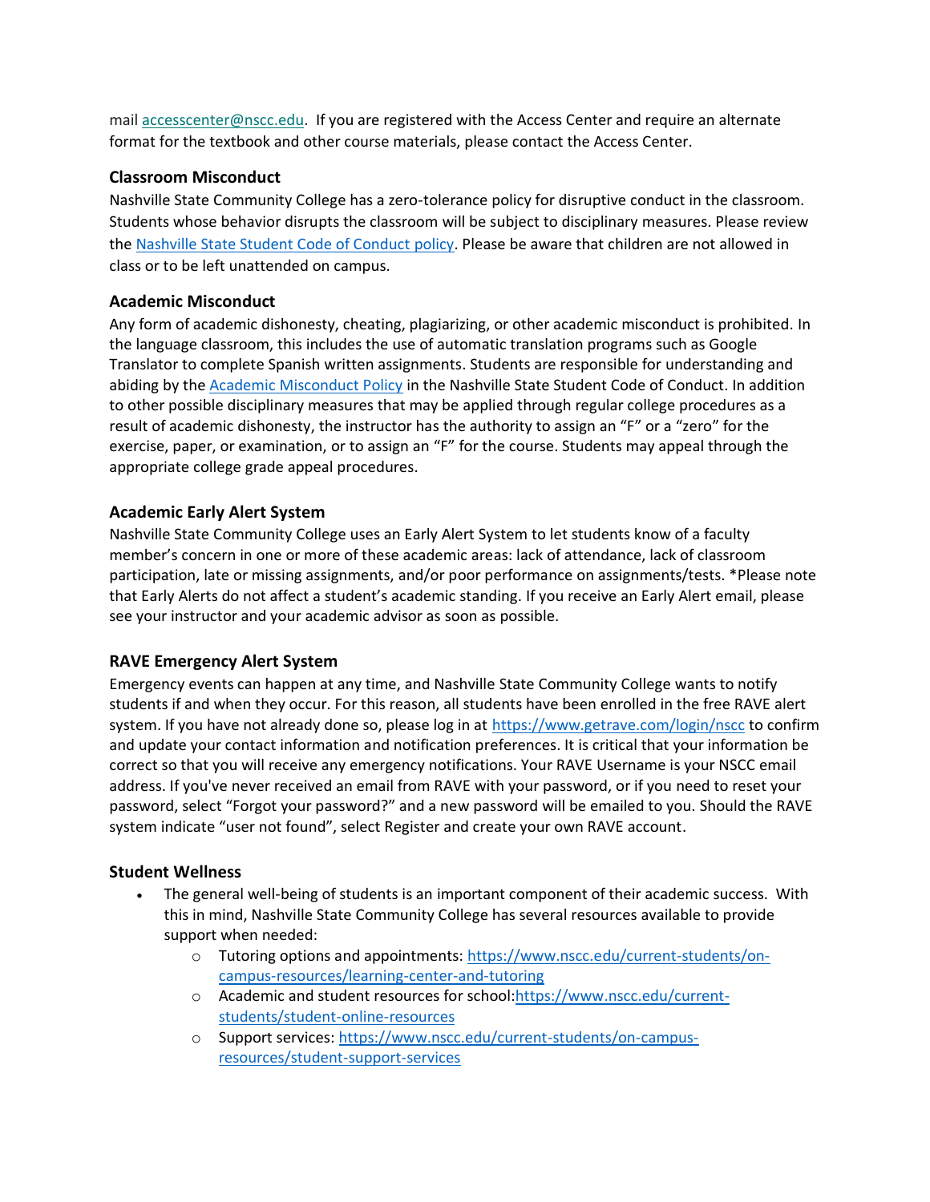mail accesscenter@nscc.edu. If you are registered with the Access Center and require an alternate format for the textbook and other course materials, please contact the Access Center.

### Classroom Misconduct

Nashville State Community College has a zero-tolerance policy for disruptive conduct in the classroom. Students whose behavior disrupts the classroom will be subject to disciplinary measures. Please review the Nashville State Student Code of Conduct policy. Please be aware that children are not allowed in class or to be left unattended on campus.

### Academic Misconduct

Any form of academic dishonesty, cheating, plagiarizing, or other academic misconduct is prohibited. In the language classroom, this includes the use of automatic translation programs such as Google Translator to complete Spanish written assignments. Students are responsible for understanding and abiding by the Academic Misconduct Policy in the Nashville State Student Code of Conduct. In addition to other possible disciplinary measures that may be applied through regular college procedures as a result of academic dishonesty, the instructor has the authority to assign an "F" or a "zero" for the exercise, paper, or examination, or to assign an "F" for the course. Students may appeal through the appropriate college grade appeal procedures.

### Academic Early Alert System

Nashville State Community College uses an Early Alert System to let students know of a faculty member's concern in one or more of these academic areas: lack of attendance, lack of classroom participation, late or missing assignments, and/or poor performance on assignments/tests. *Please note that Early Alerts do not affect a student's academic standing. If you receive an Early Alert email, please see your instructor and your academic advisor as soon as possible.

### RAVE Emergency Alert System

Emergency events can happen at any time, and Nashville State Community College wants to notify students if and when they occur. For this reason, all students have been enrolled in the free RAVE alert system. If you have not already done so, please log in at https://www.getrave.com/login/nscc to confirm and update your contact information and notification preferences. It is critical that your information be correct so that you will receive any emergency notifications. Your RAVE Username is your NSCC email address. If you've never received an email from RAVE with your password, or if you need to reset your password, select "Forgot your password?" and a new password will be emailed to you. Should the RAVE system indicate "user not found", select Register and create your own RAVE account.

### Student Wellness

- The general well-being of students is an important component of their academic success. With this in mind, Nashville State Community College has several resources available to provide support when needed:
  - Tutoring options and appointments: https://www.nscc.edu/current-students/on-campus-resources/learning-center-and-tutoring
  - Academic and student resources for school: https://www.nscc.edu/current-students/student-online-resources
  - Support services: https://www.nscc.edu/current-students/on-campus-resources/student-support-services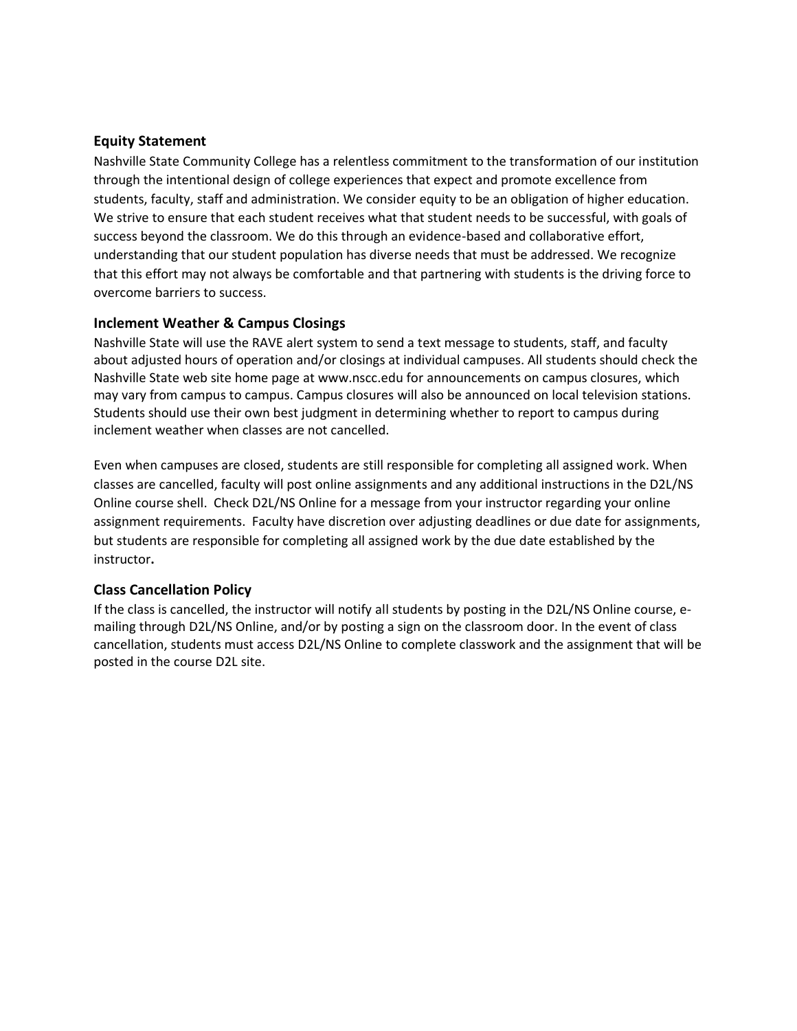### Equity Statement

Nashville State Community College has a relentless commitment to the transformation of our institution through the intentional design of college experiences that expect and promote excellence from students, faculty, staff and administration. We consider equity to be an obligation of higher education. We strive to ensure that each student receives what that student needs to be successful, with goals of success beyond the classroom. We do this through an evidence-based and collaborative effort, understanding that our student population has diverse needs that must be addressed. We recognize that this effort may not always be comfortable and that partnering with students is the driving force to overcome barriers to success.

### Inclement Weather & Campus Closings

Nashville State will use the RAVE alert system to send a text message to students, staff, and faculty about adjusted hours of operation and/or closings at individual campuses. All students should check the Nashville State web site home page at www.nscc.edu for announcements on campus closures, which may vary from campus to campus. Campus closures will also be announced on local television stations. Students should use their own best judgment in determining whether to report to campus during inclement weather when classes are not cancelled.

Even when campuses are closed, students are still responsible for completing all assigned work. When classes are cancelled, faculty will post online assignments and any additional instructions in the D2L/NS Online course shell. Check D2L/NS Online for a message from your instructor regarding your online assignment requirements. Faculty have discretion over adjusting deadlines or due date for assignments, but students are responsible for completing all assigned work by the due date established by the instructor**.**

### Class Cancellation Policy

If the class is cancelled, the instructor will notify all students by posting in the D2L/NS Online course, e-mailing through D2L/NS Online, and/or by posting a sign on the classroom door. In the event of class cancellation, students must access D2L/NS Online to complete classwork and the assignment that will be posted in the course D2L site.